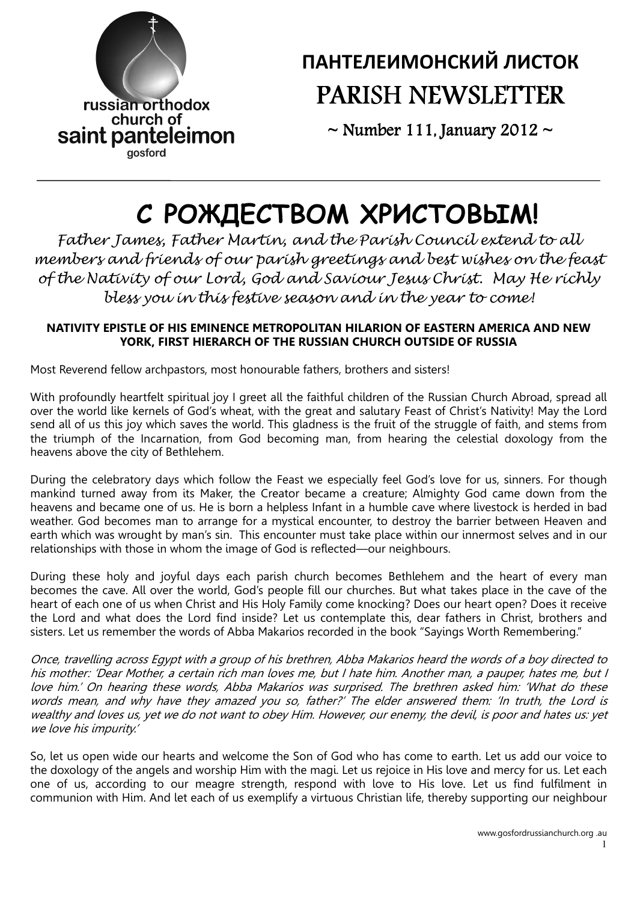russian orthodox church of saint panteleimon gosford

# ПАНТЕЛЕИМОНСКИЙ ЛИСТОК
# PARISH NEWSLETTER

~ Number 111, January 2012 ~

# С РОЖДЕСТВОМ ХРИСТОВЫМ!

*Father James, Father Martin, and the Parish Council extend to all members and friends of our parish greetings and best wishes on the feast of the Nativity of our Lord, God and Saviour Jesus Christ. May He richly bless you in this festive season and in the year to come!*

### NATIVITY EPISTLE OF HIS EMINENCE METROPOLITAN HILARION OF EASTERN AMERICA AND NEW YORK, FIRST HIERARCH OF THE RUSSIAN CHURCH OUTSIDE OF RUSSIA

Most Reverend fellow archpastors, most honourable fathers, brothers and sisters!

With profoundly heartfelt spiritual joy I greet all the faithful children of the Russian Church Abroad, spread all over the world like kernels of God's wheat, with the great and salutary Feast of Christ's Nativity! May the Lord send all of us this joy which saves the world. This gladness is the fruit of the struggle of faith, and stems from the triumph of the Incarnation, from God becoming man, from hearing the celestial doxology from the heavens above the city of Bethlehem.

During the celebratory days which follow the Feast we especially feel God's love for us, sinners. For though mankind turned away from its Maker, the Creator became a creature; Almighty God came down from the heavens and became one of us. He is born a helpless Infant in a humble cave where livestock is herded in bad weather. God becomes man to arrange for a mystical encounter, to destroy the barrier between Heaven and earth which was wrought by man's sin. This encounter must take place within our innermost selves and in our relationships with those in whom the image of God is reflected—our neighbours.

During these holy and joyful days each parish church becomes Bethlehem and the heart of every man becomes the cave. All over the world, God's people fill our churches. But what takes place in the cave of the heart of each one of us when Christ and His Holy Family come knocking? Does our heart open? Does it receive the Lord and what does the Lord find inside? Let us contemplate this, dear fathers in Christ, brothers and sisters. Let us remember the words of Abba Makarios recorded in the book "Sayings Worth Remembering."

*Once, travelling across Egypt with a group of his brethren, Abba Makarios heard the words of a boy directed to his mother: 'Dear Mother, a certain rich man loves me, but I hate him. Another man, a pauper, hates me, but I love him.' On hearing these words, Abba Makarios was surprised. The brethren asked him: 'What do these words mean, and why have they amazed you so, father?' The elder answered them: 'In truth, the Lord is wealthy and loves us, yet we do not want to obey Him. However, our enemy, the devil, is poor and hates us: yet we love his impurity.'*

So, let us open wide our hearts and welcome the Son of God who has come to earth. Let us add our voice to the doxology of the angels and worship Him with the magi. Let us rejoice in His love and mercy for us. Let each one of us, according to our meagre strength, respond with love to His love. Let us find fulfilment in communion with Him. And let each of us exemplify a virtuous Christian life, thereby supporting our neighbour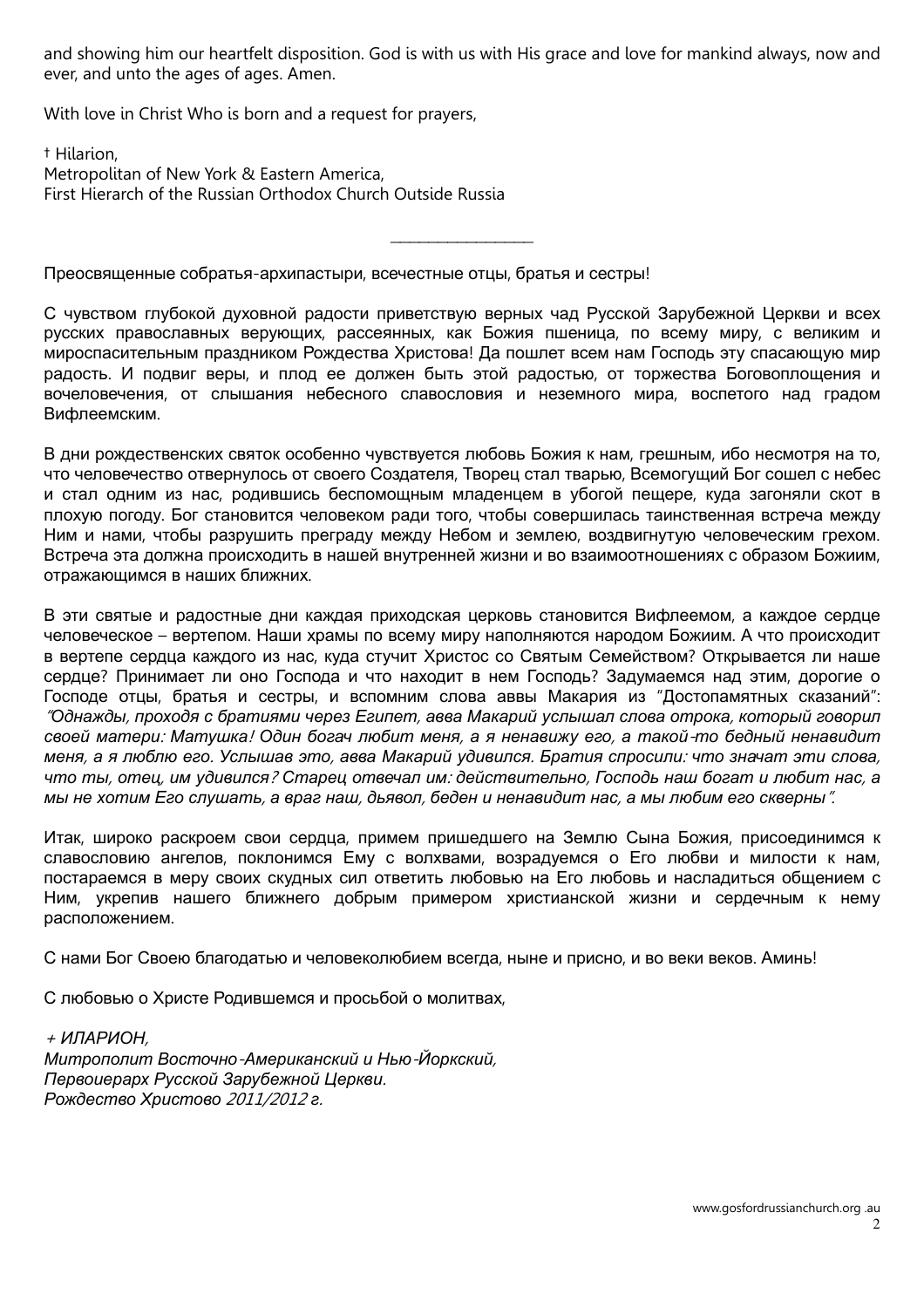and showing him our heartfelt disposition. God is with us with His grace and love for mankind always, now and ever, and unto the ages of ages. Amen.

With love in Christ Who is born and a request for prayers,

† Hilarion,
Metropolitan of New York & Eastern America,
First Hierarch of the Russian Orthodox Church Outside Russia

---

Преосвященные собратья-архипастыри, всечестные отцы, братья и сестры!

С чувством глубокой духовной радости приветствую верных чад Русской Зарубежной Церкви и всех русских православных верующих, рассеянных, как Божия пшеница, по всему миру, с великим и мироспасительным праздником Рождества Христова! Да пошлет всем нам Господь эту спасающую мир радость. И подвиг веры, и плод ее должен быть этой радостью, от торжества Боговоплощения и вочеловечения, от слышания небесного славословия и неземного мира, воспетого над градом Вифлеемским.

В дни рождественских святок особенно чувствуется любовь Божия к нам, грешным, ибо несмотря на то, что человечество отвернулось от своего Создателя, Творец стал тварью, Всемогущий Бог сошел с небес и стал одним из нас, родившись беспомощным младенцем в убогой пещере, куда загоняли скот в плохую погоду. Бог становится человеком ради того, чтобы совершилась таинственная встреча между Ним и нами, чтобы разрушить преграду между Небом и землею, воздвигнутую человеческим грехом. Встреча эта должна происходить в нашей внутренней жизни и во взаимоотношениях с образом Божиим, отражающимся в наших ближних.

В эти святые и радостные дни каждая приходская церковь становится Вифлеемом, а каждое сердце человеческое – вертепом. Наши храмы по всему миру наполняются народом Божиим. А что происходит в вертепе сердца каждого из нас, куда стучит Христос со Святым Семейством? Открывается ли наше сердце? Принимает ли оно Господа и что находит в нем Господь? Задумаемся над этим, дорогие о Господе отцы, братья и сестры, и вспомним слова аввы Макария из "Достопамятных сказаний": *"Однажды, проходя с братиями через Египет, авва Макарий услышал слова отрока, который говорил своей матери: Матушка! Один богач любит меня, а я ненавижу его, а такой-то бедный ненавидит меня, а я люблю его. Услышав это, авва Макарий удивился. Братия спросили: что значат эти слова, что ты, отец, им удивился? Старец отвечал им: действительно, Господь наш богат и любит нас, а мы не хотим Его слушать, а враг наш, дьявол, беден и ненавидит нас, а мы любим его скверны".*

Итак, широко раскроем свои сердца, примем пришедшего на Землю Сына Божия, присоединимся к славословию ангелов, поклонимся Ему с волхвами, возрадуемся о Его любви и милости к нам, постараемся в меру своих скудных сил ответить любовью на Его любовь и насладиться общением с Ним, укрепив нашего ближнего добрым примером христианской жизни и сердечным к нему расположением.

С нами Бог Своею благодатью и человеколюбием всегда, ныне и присно, и во веки веков. Аминь!

С любовью о Христе Родившемся и просьбой о молитвах,

*+ ИЛАРИОН,*
*Митрополит Восточно-Американский и Нью-Йоркский,*
*Первоиерарх Русской Зарубежной Церкви.*
*Рождество Христово 2011/2012 г.*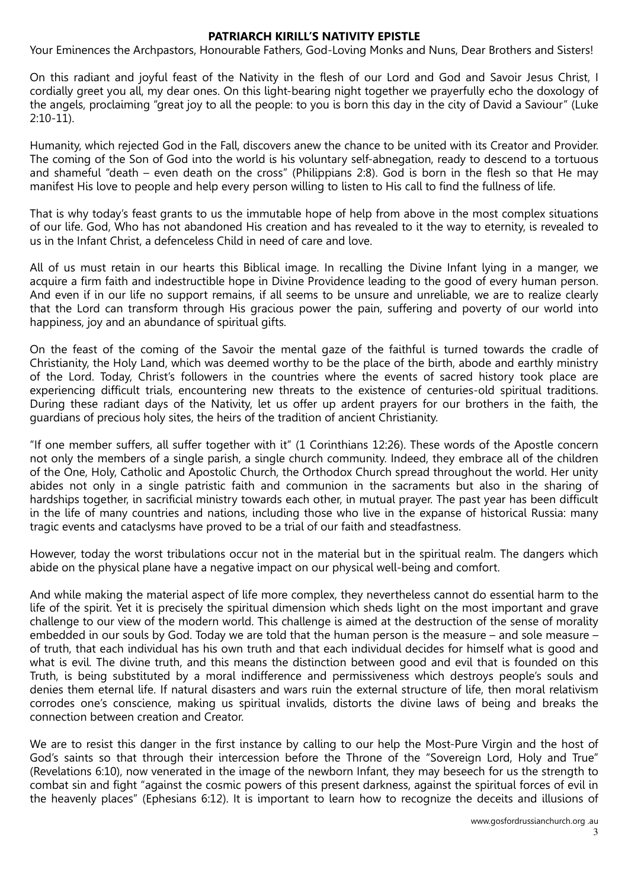# PATRIARCH KIRILL'S NATIVITY EPISTLE

Your Eminences the Archpastors, Honourable Fathers, God-Loving Monks and Nuns, Dear Brothers and Sisters!

On this radiant and joyful feast of the Nativity in the flesh of our Lord and God and Savoir Jesus Christ, I cordially greet you all, my dear ones. On this light-bearing night together we prayerfully echo the doxology of the angels, proclaiming "great joy to all the people: to you is born this day in the city of David a Saviour" (Luke 2:10-11).

Humanity, which rejected God in the Fall, discovers anew the chance to be united with its Creator and Provider. The coming of the Son of God into the world is his voluntary self-abnegation, ready to descend to a tortuous and shameful "death – even death on the cross" (Philippians 2:8). God is born in the flesh so that He may manifest His love to people and help every person willing to listen to His call to find the fullness of life.

That is why today's feast grants to us the immutable hope of help from above in the most complex situations of our life. God, Who has not abandoned His creation and has revealed to it the way to eternity, is revealed to us in the Infant Christ, a defenceless Child in need of care and love.

All of us must retain in our hearts this Biblical image. In recalling the Divine Infant lying in a manger, we acquire a firm faith and indestructible hope in Divine Providence leading to the good of every human person. And even if in our life no support remains, if all seems to be unsure and unreliable, we are to realize clearly that the Lord can transform through His gracious power the pain, suffering and poverty of our world into happiness, joy and an abundance of spiritual gifts.

On the feast of the coming of the Savoir the mental gaze of the faithful is turned towards the cradle of Christianity, the Holy Land, which was deemed worthy to be the place of the birth, abode and earthly ministry of the Lord. Today, Christ's followers in the countries where the events of sacred history took place are experiencing difficult trials, encountering new threats to the existence of centuries-old spiritual traditions. During these radiant days of the Nativity, let us offer up ardent prayers for our brothers in the faith, the guardians of precious holy sites, the heirs of the tradition of ancient Christianity.

"If one member suffers, all suffer together with it" (1 Corinthians 12:26). These words of the Apostle concern not only the members of a single parish, a single church community. Indeed, they embrace all of the children of the One, Holy, Catholic and Apostolic Church, the Orthodox Church spread throughout the world. Her unity abides not only in a single patristic faith and communion in the sacraments but also in the sharing of hardships together, in sacrificial ministry towards each other, in mutual prayer. The past year has been difficult in the life of many countries and nations, including those who live in the expanse of historical Russia: many tragic events and cataclysms have proved to be a trial of our faith and steadfastness.

However, today the worst tribulations occur not in the material but in the spiritual realm. The dangers which abide on the physical plane have a negative impact on our physical well-being and comfort.

And while making the material aspect of life more complex, they nevertheless cannot do essential harm to the life of the spirit. Yet it is precisely the spiritual dimension which sheds light on the most important and grave challenge to our view of the modern world. This challenge is aimed at the destruction of the sense of morality embedded in our souls by God. Today we are told that the human person is the measure – and sole measure – of truth, that each individual has his own truth and that each individual decides for himself what is good and what is evil. The divine truth, and this means the distinction between good and evil that is founded on this Truth, is being substituted by a moral indifference and permissiveness which destroys people's souls and denies them eternal life. If natural disasters and wars ruin the external structure of life, then moral relativism corrodes one's conscience, making us spiritual invalids, distorts the divine laws of being and breaks the connection between creation and Creator.

We are to resist this danger in the first instance by calling to our help the Most-Pure Virgin and the host of God's saints so that through their intercession before the Throne of the "Sovereign Lord, Holy and True" (Revelations 6:10), now venerated in the image of the newborn Infant, they may beseech for us the strength to combat sin and fight "against the cosmic powers of this present darkness, against the spiritual forces of evil in the heavenly places" (Ephesians 6:12). It is important to learn how to recognize the deceits and illusions of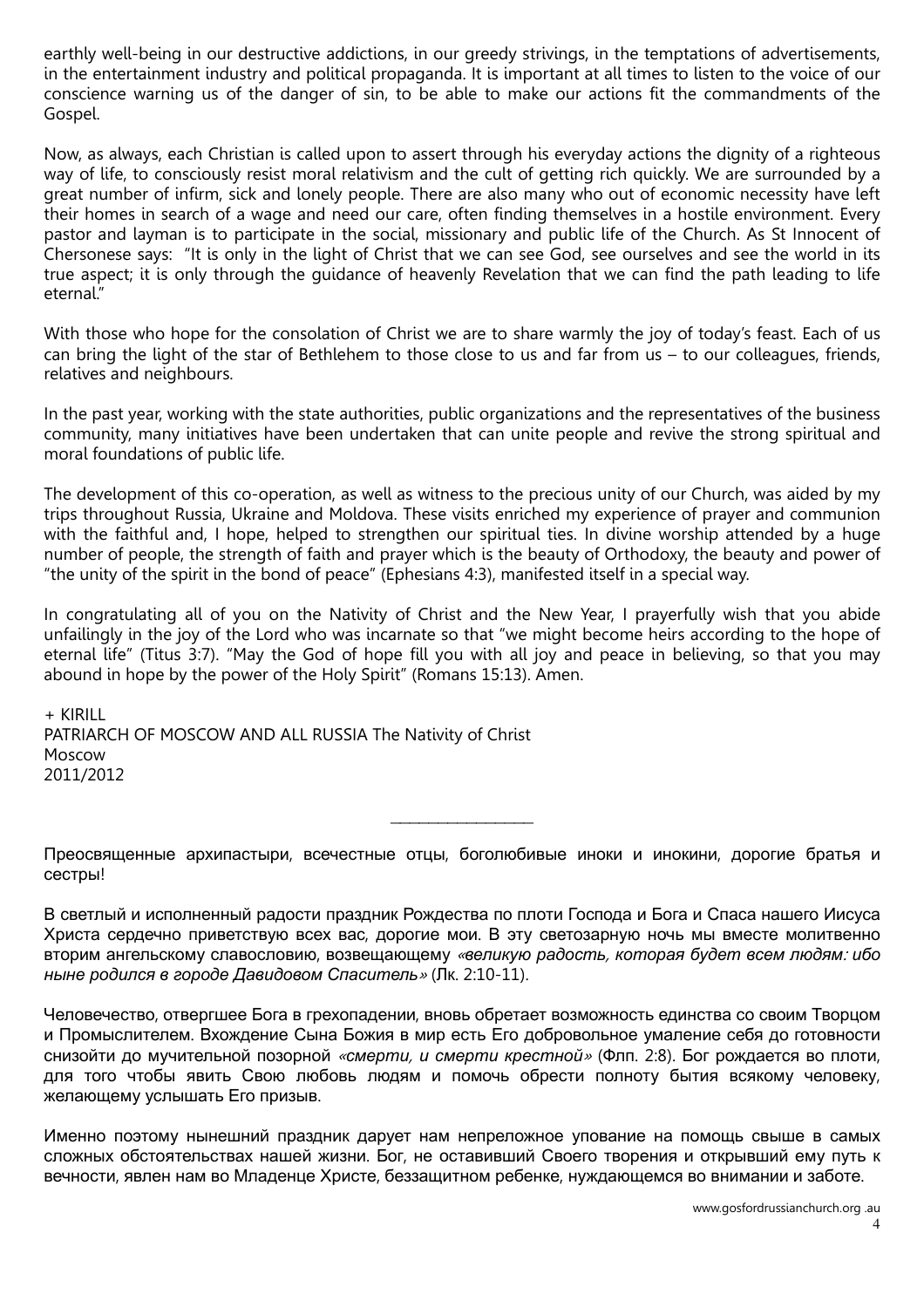earthly well-being in our destructive addictions, in our greedy strivings, in the temptations of advertisements, in the entertainment industry and political propaganda. It is important at all times to listen to the voice of our conscience warning us of the danger of sin, to be able to make our actions fit the commandments of the Gospel.

Now, as always, each Christian is called upon to assert through his everyday actions the dignity of a righteous way of life, to consciously resist moral relativism and the cult of getting rich quickly. We are surrounded by a great number of infirm, sick and lonely people. There are also many who out of economic necessity have left their homes in search of a wage and need our care, often finding themselves in a hostile environment. Every pastor and layman is to participate in the social, missionary and public life of the Church. As St Innocent of Chersonese says: "It is only in the light of Christ that we can see God, see ourselves and see the world in its true aspect; it is only through the guidance of heavenly Revelation that we can find the path leading to life eternal."

With those who hope for the consolation of Christ we are to share warmly the joy of today's feast. Each of us can bring the light of the star of Bethlehem to those close to us and far from us – to our colleagues, friends, relatives and neighbours.

In the past year, working with the state authorities, public organizations and the representatives of the business community, many initiatives have been undertaken that can unite people and revive the strong spiritual and moral foundations of public life.

The development of this co-operation, as well as witness to the precious unity of our Church, was aided by my trips throughout Russia, Ukraine and Moldova. These visits enriched my experience of prayer and communion with the faithful and, I hope, helped to strengthen our spiritual ties. In divine worship attended by a huge number of people, the strength of faith and prayer which is the beauty of Orthodoxy, the beauty and power of "the unity of the spirit in the bond of peace" (Ephesians 4:3), manifested itself in a special way.

In congratulating all of you on the Nativity of Christ and the New Year, I prayerfully wish that you abide unfailingly in the joy of the Lord who was incarnate so that "we might become heirs according to the hope of eternal life" (Titus 3:7). "May the God of hope fill you with all joy and peace in believing, so that you may abound in hope by the power of the Holy Spirit" (Romans 15:13). Amen.

+ KIRILL
PATRIARCH OF MOSCOW AND ALL RUSSIA The Nativity of Christ
Moscow
2011/2012

---

Преосвященные архипастыри, всечестные отцы, боголюбивые иноки и инокини, дорогие братья и сестры!

В светлый и исполненный радости праздник Рождества по плоти Господа и Бога и Спаса нашего Иисуса Христа сердечно приветствую всех вас, дорогие мои. В эту светозарную ночь мы вместе молитвенно вторим ангельскому славословию, возвещающему *«великую радость, которая будет всем людям: ибо ныне родился в городе Давидовом Спаситель»* (Лк. 2:10-11).

Человечество, отвергшее Бога в грехопадении, вновь обретает возможность единства со своим Творцом и Промыслителем. Вхождение Сына Божия в мир есть Его добровольное умаление себя до готовности снизойти до мучительной позорной *«смерти, и смерти крестной»* (Флп. 2:8). Бог рождается во плоти, для того чтобы явить Свою любовь людям и помочь обрести полноту бытия всякому человеку, желающему услышать Его призыв.

Именно поэтому нынешний праздник дарует нам непреложное упование на помощь свыше в самых сложных обстоятельствах нашей жизни. Бог, не оставивший Своего творения и открывший ему путь к вечности, явлен нам во Младенце Христе, беззащитном ребенке, нуждающемся во внимании и заботе.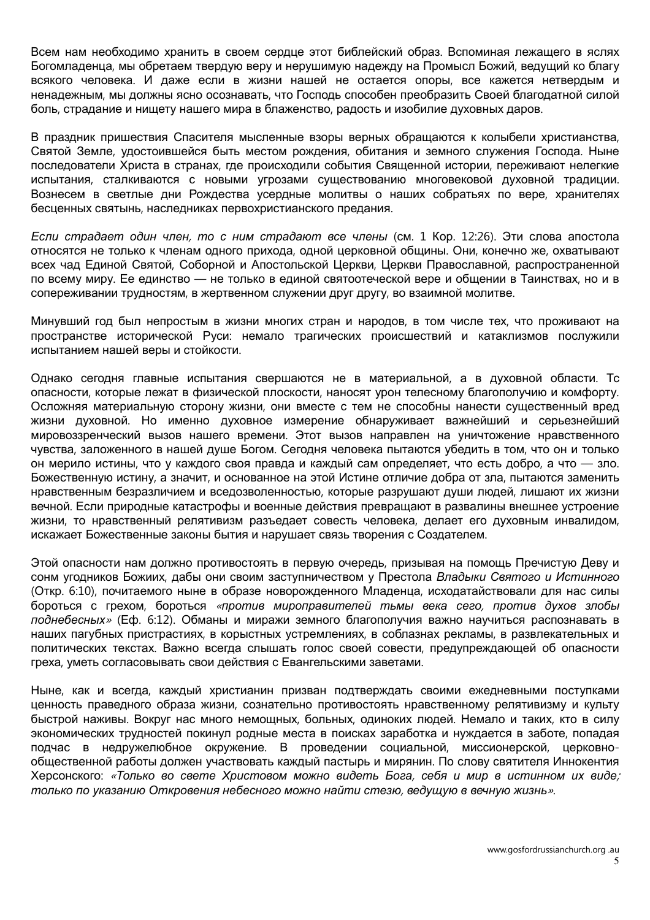Всем нам необходимо хранить в своем сердце этот библейский образ. Вспоминая лежащего в яслях Богомладенца, мы обретаем твердую веру и нерушимую надежду на Промысл Божий, ведущий ко благу всякого человека. И даже если в жизни нашей не остается опоры, все кажется нетвердым и ненадежным, мы должны ясно осознавать, что Господь способен преобразить Своей благодатной силой боль, страдание и нищету нашего мира в блаженство, радость и изобилие духовных даров.

В праздник пришествия Спасителя мысленные взоры верных обращаются к колыбели христианства, Святой Земле, удостоившейся быть местом рождения, обитания и земного служения Господа. Ныне последователи Христа в странах, где происходили события Священной истории, переживают нелегкие испытания, сталкиваются с новыми угрозами существованию многовековой духовной традиции. Вознесем в светлые дни Рождества усердные молитвы о наших собратьях по вере, хранителях бесценных святынь, наследниках первохристианского предания.

*Если страдает один член, то с ним страдают все члены* (см. 1 Кор. 12:26). Эти слова апостола относятся не только к членам одного прихода, одной церковной общины. Они, конечно же, охватывают всех чад Единой Святой, Соборной и Апостольской Церкви, Церкви Православной, распространенной по всему миру. Ее единство — не только в единой святоотеческой вере и общении в Таинствах, но и в сопереживании трудностям, в жертвенном служении друг другу, во взаимной молитве.

Минувший год был непростым в жизни многих стран и народов, в том числе тех, что проживают на пространстве исторической Руси: немало трагических происшествий и катаклизмов послужили испытанием нашей веры и стойкости.

Однако сегодня главные испытания свершаются не в материальной, а в духовной области. Тс опасности, которые лежат в физической плоскости, наносят урон телесному благополучию и комфорту. Осложняя материальную сторону жизни, они вместе с тем не способны нанести существенный вред жизни духовной. Но именно духовное измерение обнаруживает важнейший и серьезнейший мировоззренческий вызов нашего времени. Этот вызов направлен на уничтожение нравственного чувства, заложенного в нашей душе Богом. Сегодня человека пытаются убедить в том, что он и только он мерило истины, что у каждого своя правда и каждый сам определяет, что есть добро, а что — зло. Божественную истину, а значит, и основанное на этой Истине отличие добра от зла, пытаются заменить нравственным безразличием и вседозволенностью, которые разрушают души людей, лишают их жизни вечной. Если природные катастрофы и военные действия превращают в развалины внешнее устроение жизни, то нравственный релятивизм разъедает совесть человека, делает его духовным инвалидом, искажает Божественные законы бытия и нарушает связь творения с Создателем.

Этой опасности нам должно противостоять в первую очередь, призывая на помощь Пречистую Деву и сонм угодников Божиих, дабы они своим заступничеством у Престола *Владыки Святого и Истинного* (Откр. 6:10), почитаемого ныне в образе новорожденного Младенца, исходатайствовали для нас силы бороться с грехом, бороться *«против мироправителей тьмы века сего, против духов злобы поднебесных»* (Еф. 6:12). Обманы и миражи земного благополучия важно научиться распознавать в наших пагубных пристрастиях, в корыстных устремлениях, в соблазнах рекламы, в развлекательных и политических текстах. Важно всегда слышать голос своей совести, предупреждающей об опасности греха, уметь согласовывать свои действия с Евангельскими заветами.

Ныне, как и всегда, каждый христианин призван подтверждать своими ежедневными поступками ценность праведного образа жизни, сознательно противостоять нравственному релятивизму и культу быстрой наживы. Вокруг нас много немощных, больных, одиноких людей. Немало и таких, кто в силу экономических трудностей покинул родные места в поисках заработка и нуждается в заботе, попадая подчас в недружелюбное окружение. В проведении социальной, миссионерской, церковно-общественной работы должен участвовать каждый пастырь и мирянин. По слову святителя Иннокентия Херсонского: *«Только во свете Христовом можно видеть Бога, себя и мир в истинном их виде; только по указанию Откровения небесного можно найти стезю, ведущую в вечную жизнь»*.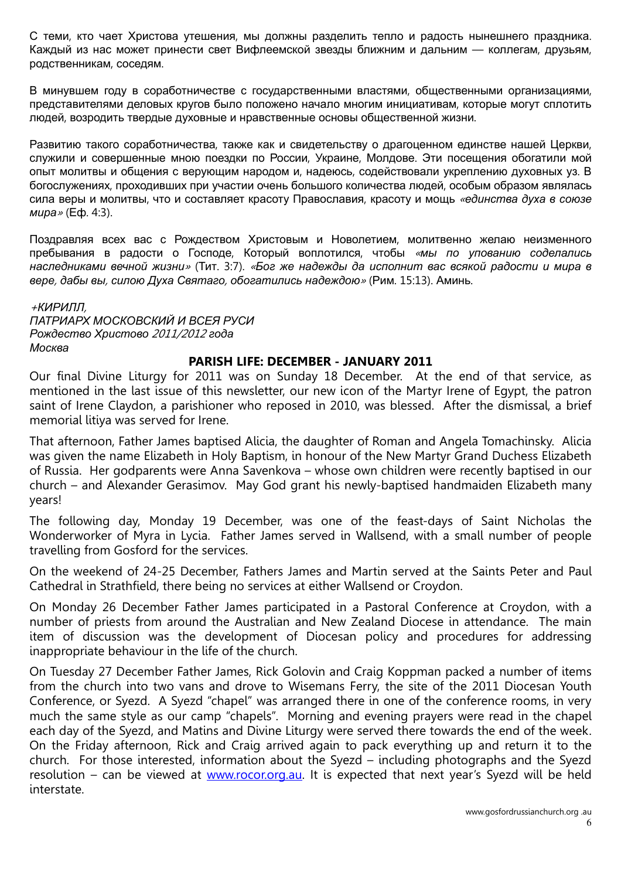С теми, кто чает Христова утешения, мы должны разделить тепло и радость нынешнего праздника. Каждый из нас может принести свет Вифлеемской звезды ближним и дальним — коллегам, друзьям, родственникам, соседям.

В минувшем году в соработничестве с государственными властями, общественными организациями, представителями деловых кругов было положено начало многим инициативам, которые могут сплотить людей, возродить твердые духовные и нравственные основы общественной жизни.

Развитию такого соработничества, также как и свидетельству о драгоценном единстве нашей Церкви, служили и совершенные мною поездки по России, Украине, Молдове. Эти посещения обогатили мой опыт молитвы и общения с верующим народом и, надеюсь, содействовали укреплению духовных уз. В богослужениях, проходивших при участии очень большого количества людей, особым образом являлась сила веры и молитвы, что и составляет красоту Православия, красоту и мощь *«единства духа в союзе мира»* (Еф. 4:3).

Поздравляя всех вас с Рождеством Христовым и Новолетием, молитвенно желаю неизменного пребывания в радости о Господе, Который воплотился, чтобы *«мы по упованию соделались наследниками вечной жизни»* (Тит. 3:7). *«Бог же надежды да исполнит вас всякой радости и мира в вере, дабы вы, силою Духа Святаго, обогатились надеждою»* (Рим. 15:13). Аминь.

*+КИРИЛЛ,*
*ПАТРИАРХ МОСКОВСКИЙ И ВСЕЯ РУСИ*
*Рождество Христово 2011/2012 года*
*Москва*

## PARISH LIFE: DECEMBER - JANUARY 2011

Our final Divine Liturgy for 2011 was on Sunday 18 December. At the end of that service, as mentioned in the last issue of this newsletter, our new icon of the Martyr Irene of Egypt, the patron saint of Irene Claydon, a parishioner who reposed in 2010, was blessed. After the dismissal, a brief memorial litiya was served for Irene.

That afternoon, Father James baptised Alicia, the daughter of Roman and Angela Tomachinsky. Alicia was given the name Elizabeth in Holy Baptism, in honour of the New Martyr Grand Duchess Elizabeth of Russia. Her godparents were Anna Savenkova – whose own children were recently baptised in our church – and Alexander Gerasimov. May God grant his newly-baptised handmaiden Elizabeth many years!

The following day, Monday 19 December, was one of the feast-days of Saint Nicholas the Wonderworker of Myra in Lycia. Father James served in Wallsend, with a small number of people travelling from Gosford for the services.

On the weekend of 24-25 December, Fathers James and Martin served at the Saints Peter and Paul Cathedral in Strathfield, there being no services at either Wallsend or Croydon.

On Monday 26 December Father James participated in a Pastoral Conference at Croydon, with a number of priests from around the Australian and New Zealand Diocese in attendance. The main item of discussion was the development of Diocesan policy and procedures for addressing inappropriate behaviour in the life of the church.

On Tuesday 27 December Father James, Rick Golovin and Craig Koppman packed a number of items from the church into two vans and drove to Wisemans Ferry, the site of the 2011 Diocesan Youth Conference, or Syezd. A Syezd "chapel" was arranged there in one of the conference rooms, in very much the same style as our camp "chapels". Morning and evening prayers were read in the chapel each day of the Syezd, and Matins and Divine Liturgy were served there towards the end of the week. On the Friday afternoon, Rick and Craig arrived again to pack everything up and return it to the church. For those interested, information about the Syezd – including photographs and the Syezd resolution – can be viewed at [www.rocor.org.au](http://www.rocor.org.au). It is expected that next year's Syezd will be held interstate.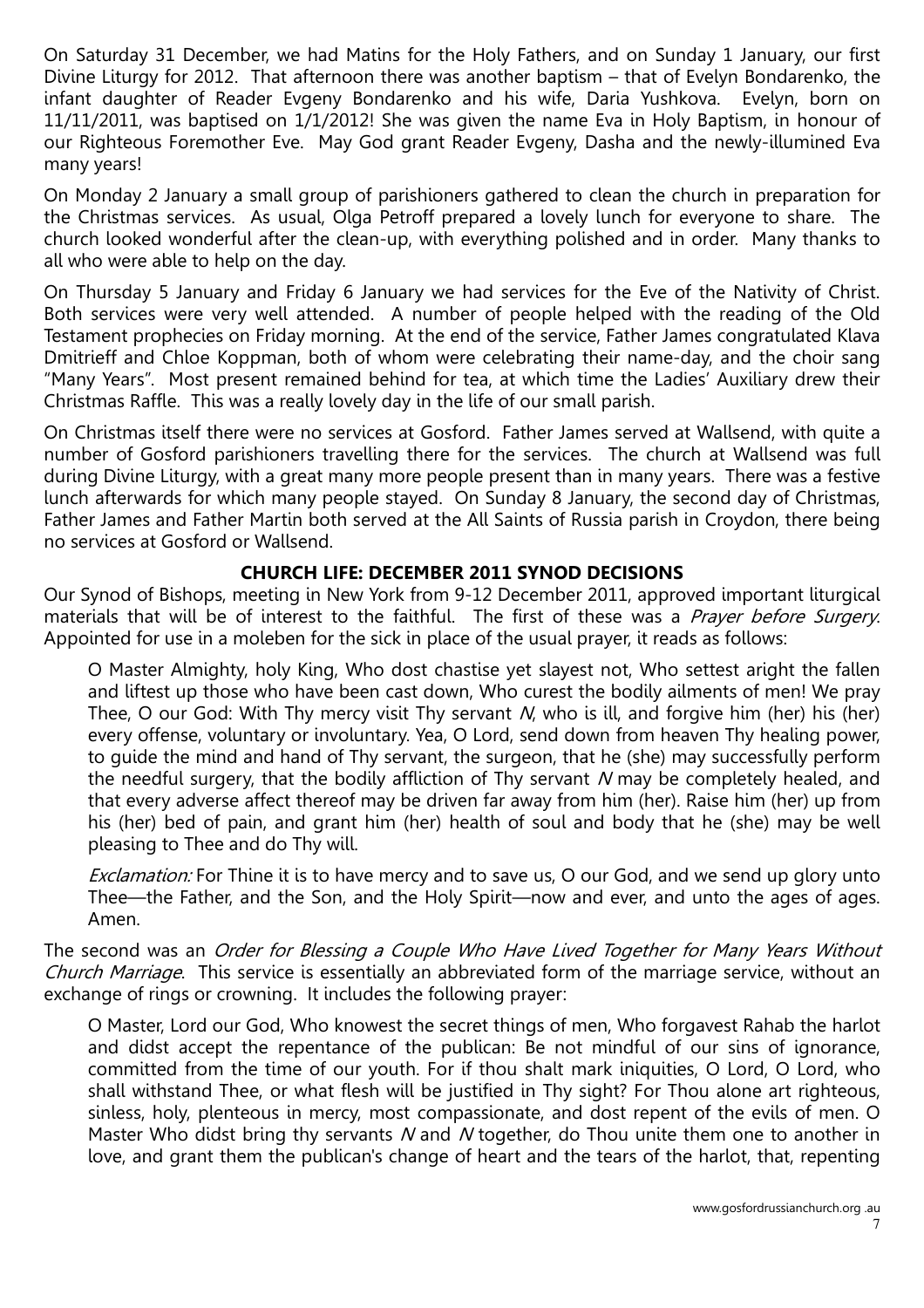On Saturday 31 December, we had Matins for the Holy Fathers, and on Sunday 1 January, our first Divine Liturgy for 2012. That afternoon there was another baptism – that of Evelyn Bondarenko, the infant daughter of Reader Evgeny Bondarenko and his wife, Daria Yushkova. Evelyn, born on 11/11/2011, was baptised on 1/1/2012! She was given the name Eva in Holy Baptism, in honour of our Righteous Foremother Eve. May God grant Reader Evgeny, Dasha and the newly-illumined Eva many years!

On Monday 2 January a small group of parishioners gathered to clean the church in preparation for the Christmas services. As usual, Olga Petroff prepared a lovely lunch for everyone to share. The church looked wonderful after the clean-up, with everything polished and in order. Many thanks to all who were able to help on the day.

On Thursday 5 January and Friday 6 January we had services for the Eve of the Nativity of Christ. Both services were very well attended. A number of people helped with the reading of the Old Testament prophecies on Friday morning. At the end of the service, Father James congratulated Klava Dmitrieff and Chloe Koppman, both of whom were celebrating their name-day, and the choir sang "Many Years". Most present remained behind for tea, at which time the Ladies' Auxiliary drew their Christmas Raffle. This was a really lovely day in the life of our small parish.

On Christmas itself there were no services at Gosford. Father James served at Wallsend, with quite a number of Gosford parishioners travelling there for the services. The church at Wallsend was full during Divine Liturgy, with a great many more people present than in many years. There was a festive lunch afterwards for which many people stayed. On Sunday 8 January, the second day of Christmas, Father James and Father Martin both served at the All Saints of Russia parish in Croydon, there being no services at Gosford or Wallsend.

## CHURCH LIFE: DECEMBER 2011 SYNOD DECISIONS

Our Synod of Bishops, meeting in New York from 9-12 December 2011, approved important liturgical materials that will be of interest to the faithful. The first of these was a *Prayer before Surgery*. Appointed for use in a moleben for the sick in place of the usual prayer, it reads as follows:

> O Master Almighty, holy King, Who dost chastise yet slayest not, Who settest aright the fallen and liftest up those who have been cast down, Who curest the bodily ailments of men! We pray Thee, O our God: With Thy mercy visit Thy servant *N*, who is ill, and forgive him (her) his (her) every offense, voluntary or involuntary. Yea, O Lord, send down from heaven Thy healing power, to guide the mind and hand of Thy servant, the surgeon, that he (she) may successfully perform the needful surgery, that the bodily affliction of Thy servant *N* may be completely healed, and that every adverse affect thereof may be driven far away from him (her). Raise him (her) up from his (her) bed of pain, and grant him (her) health of soul and body that he (she) may be well pleasing to Thee and do Thy will.
>
> *Exclamation:* For Thine it is to have mercy and to save us, O our God, and we send up glory unto Thee—the Father, and the Son, and the Holy Spirit—now and ever, and unto the ages of ages. Amen.

The second was an *Order for Blessing a Couple Who Have Lived Together for Many Years Without Church Marriage*. This service is essentially an abbreviated form of the marriage service, without an exchange of rings or crowning. It includes the following prayer:

> O Master, Lord our God, Who knowest the secret things of men, Who forgavest Rahab the harlot and didst accept the repentance of the publican: Be not mindful of our sins of ignorance, committed from the time of our youth. For if thou shalt mark iniquities, O Lord, O Lord, who shall withstand Thee, or what flesh will be justified in Thy sight? For Thou alone art righteous, sinless, holy, plenteous in mercy, most compassionate, and dost repent of the evils of men. O Master Who didst bring thy servants *N* and *N* together, do Thou unite them one to another in love, and grant them the publican's change of heart and the tears of the harlot, that, repenting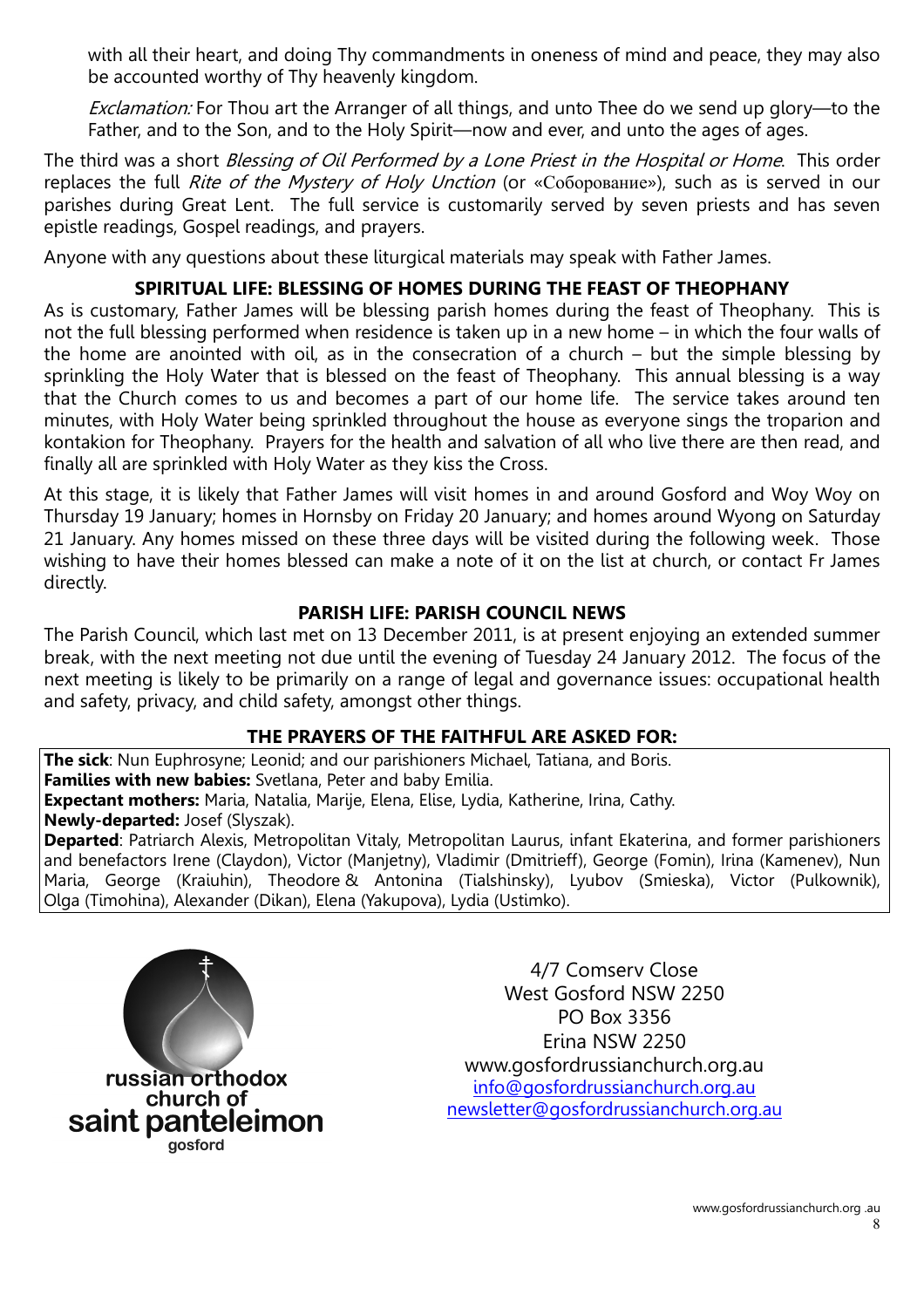with all their heart, and doing Thy commandments in oneness of mind and peace, they may also be accounted worthy of Thy heavenly kingdom.

*Exclamation:* For Thou art the Arranger of all things, and unto Thee do we send up glory—to the Father, and to the Son, and to the Holy Spirit—now and ever, and unto the ages of ages.

The third was a short *Blessing of Oil Performed by a Lone Priest in the Hospital or Home*. This order replaces the full *Rite of the Mystery of Holy Unction* (or «Соборование»), such as is served in our parishes during Great Lent. The full service is customarily served by seven priests and has seven epistle readings, Gospel readings, and prayers.

Anyone with any questions about these liturgical materials may speak with Father James.

## SPIRITUAL LIFE: BLESSING OF HOMES DURING THE FEAST OF THEOPHANY

As is customary, Father James will be blessing parish homes during the feast of Theophany. This is not the full blessing performed when residence is taken up in a new home – in which the four walls of the home are anointed with oil, as in the consecration of a church – but the simple blessing by sprinkling the Holy Water that is blessed on the feast of Theophany. This annual blessing is a way that the Church comes to us and becomes a part of our home life. The service takes around ten minutes, with Holy Water being sprinkled throughout the house as everyone sings the troparion and kontakion for Theophany. Prayers for the health and salvation of all who live there are then read, and finally all are sprinkled with Holy Water as they kiss the Cross.

At this stage, it is likely that Father James will visit homes in and around Gosford and Woy Woy on Thursday 19 January; homes in Hornsby on Friday 20 January; and homes around Wyong on Saturday 21 January. Any homes missed on these three days will be visited during the following week. Those wishing to have their homes blessed can make a note of it on the list at church, or contact Fr James directly.

## PARISH LIFE: PARISH COUNCIL NEWS

The Parish Council, which last met on 13 December 2011, is at present enjoying an extended summer break, with the next meeting not due until the evening of Tuesday 24 January 2012. The focus of the next meeting is likely to be primarily on a range of legal and governance issues: occupational health and safety, privacy, and child safety, amongst other things.

## THE PRAYERS OF THE FAITHFUL ARE ASKED FOR:

**The sick**: Nun Euphrosyne; Leonid; and our parishioners Michael, Tatiana, and Boris.
**Families with new babies:** Svetlana, Peter and baby Emilia.
**Expectant mothers:** Maria, Natalia, Marije, Elena, Elise, Lydia, Katherine, Irina, Cathy.
**Newly-departed:** Josef (Slyszak).
**Departed**: Patriarch Alexis, Metropolitan Vitaly, Metropolitan Laurus, infant Ekaterina, and former parishioners and benefactors Irene (Claydon), Victor (Manjetny), Vladimir (Dmitrieff), George (Fomin), Irina (Kamenev), Nun Maria, George (Kraiuhin), Theodore & Antonina (Tialshinsky), Lyubov (Smieska), Victor (Pulkownik), Olga (Timohina), Alexander (Dikan), Elena (Yakupova), Lydia (Ustimko).

russian orthodox
church of
saint panteleimon
gosford

4/7 Comserv Close
West Gosford NSW 2250
PO Box 3356
Erina NSW 2250
www.gosfordrussianchurch.org.au
info@gosfordrussianchurch.org.au
newsletter@gosfordrussianchurch.org.au